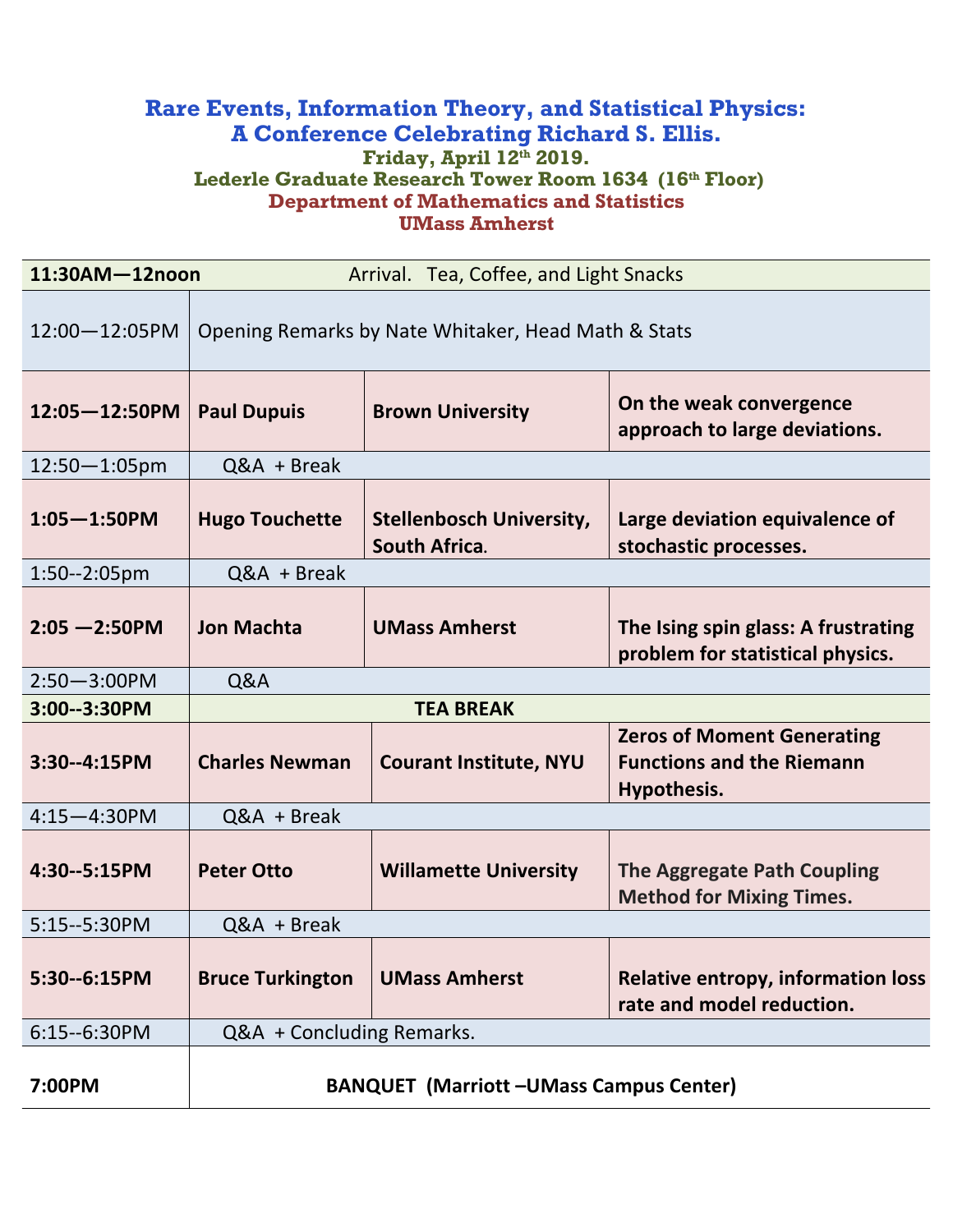# Rare Events, Information Theory, and Statistical Physics: A Conference Celebrating Richard S. Ellis.

**Friday, April 12th 2019.**

**Lederle Graduate Research Tower Room 1634 (16th Floor)**

**Department of Mathematics and Statistics**

**UMass Amherst**

| Time | Speaker | Affiliation | Title |
|---|---|---|---|
| **11:30AM—12noon** | Arrival. Tea, Coffee, and Light Snacks | | |
| 12:00—12:05PM | Opening Remarks by Nate Whitaker, Head Math & Stats | | |
| **12:05—12:50PM** | **Paul Dupuis** | **Brown University** | **On the weak convergence approach to large deviations.** |
| 12:50—1:05pm | Q&A + Break | | |
| **1:05—1:50PM** | **Hugo Touchette** | **Stellenbosch University, South Africa.** | **Large deviation equivalence of stochastic processes.** |
| 1:50--2:05pm | Q&A + Break | | |
| **2:05 —2:50PM** | **Jon Machta** | **UMass Amherst** | **The Ising spin glass: A frustrating problem for statistical physics.** |
| 2:50—3:00PM | Q&A | | |
| **3:00--3:30PM** | **TEA BREAK** | | |
| **3:30--4:15PM** | **Charles Newman** | **Courant Institute, NYU** | **Zeros of Moment Generating Functions and the Riemann Hypothesis.** |
| 4:15—4:30PM | Q&A + Break | | |
| **4:30--5:15PM** | **Peter Otto** | **Willamette University** | **The Aggregate Path Coupling Method for Mixing Times.** |
| 5:15--5:30PM | Q&A + Break | | |
| **5:30--6:15PM** | **Bruce Turkington** | **UMass Amherst** | **Relative entropy, information loss rate and model reduction.** |
| 6:15--6:30PM | Q&A + Concluding Remarks. | | |
| **7:00PM** | **BANQUET (Marriott –UMass Campus Center)** | | |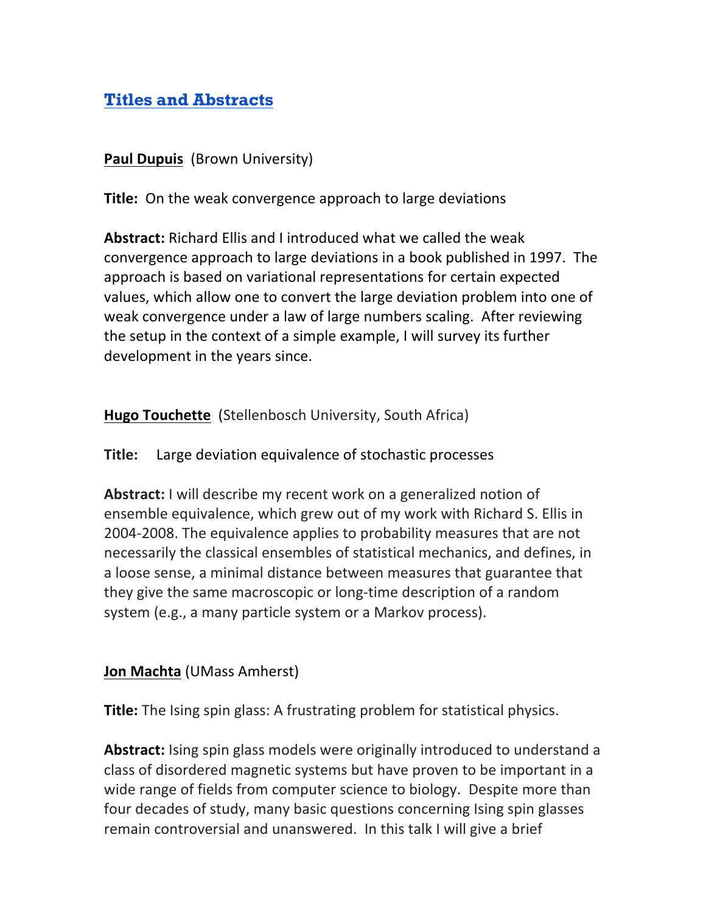## Titles and Abstracts

**Paul Dupuis** (Brown University)

**Title:** On the weak convergence approach to large deviations

**Abstract:** Richard Ellis and I introduced what we called the weak convergence approach to large deviations in a book published in 1997. The approach is based on variational representations for certain expected values, which allow one to convert the large deviation problem into one of weak convergence under a law of large numbers scaling. After reviewing the setup in the context of a simple example, I will survey its further development in the years since.

**Hugo Touchette** (Stellenbosch University, South Africa)

**Title:** Large deviation equivalence of stochastic processes

**Abstract:** I will describe my recent work on a generalized notion of ensemble equivalence, which grew out of my work with Richard S. Ellis in 2004-2008. The equivalence applies to probability measures that are not necessarily the classical ensembles of statistical mechanics, and defines, in a loose sense, a minimal distance between measures that guarantee that they give the same macroscopic or long-time description of a random system (e.g., a many particle system or a Markov process).

**Jon Machta** (UMass Amherst)

**Title:** The Ising spin glass: A frustrating problem for statistical physics.

**Abstract:** Ising spin glass models were originally introduced to understand a class of disordered magnetic systems but have proven to be important in a wide range of fields from computer science to biology. Despite more than four decades of study, many basic questions concerning Ising spin glasses remain controversial and unanswered. In this talk I will give a brief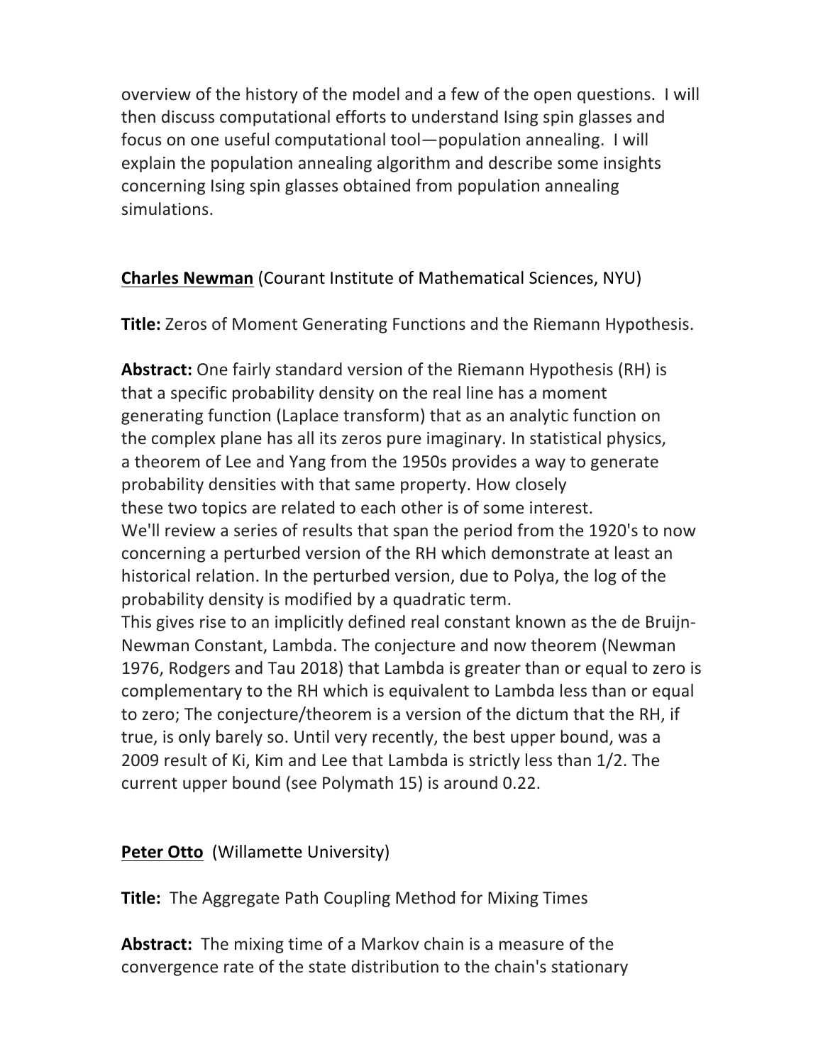overview of the history of the model and a few of the open questions. I will then discuss computational efforts to understand Ising spin glasses and focus on one useful computational tool—population annealing. I will explain the population annealing algorithm and describe some insights concerning Ising spin glasses obtained from population annealing simulations.

**Charles Newman** (Courant Institute of Mathematical Sciences, NYU)

**Title:** Zeros of Moment Generating Functions and the Riemann Hypothesis.

**Abstract:** One fairly standard version of the Riemann Hypothesis (RH) is that a specific probability density on the real line has a moment generating function (Laplace transform) that as an analytic function on the complex plane has all its zeros pure imaginary. In statistical physics, a theorem of Lee and Yang from the 1950s provides a way to generate probability densities with that same property. How closely these two topics are related to each other is of some interest. We'll review a series of results that span the period from the 1920's to now concerning a perturbed version of the RH which demonstrate at least an historical relation. In the perturbed version, due to Polya, the log of the probability density is modified by a quadratic term. This gives rise to an implicitly defined real constant known as the de Bruijn-Newman Constant, Lambda. The conjecture and now theorem (Newman 1976, Rodgers and Tau 2018) that Lambda is greater than or equal to zero is complementary to the RH which is equivalent to Lambda less than or equal to zero; The conjecture/theorem is a version of the dictum that the RH, if true, is only barely so. Until very recently, the best upper bound, was a 2009 result of Ki, Kim and Lee that Lambda is strictly less than 1/2. The current upper bound (see Polymath 15) is around 0.22.

**Peter Otto** (Willamette University)

**Title:** The Aggregate Path Coupling Method for Mixing Times

**Abstract:** The mixing time of a Markov chain is a measure of the convergence rate of the state distribution to the chain's stationary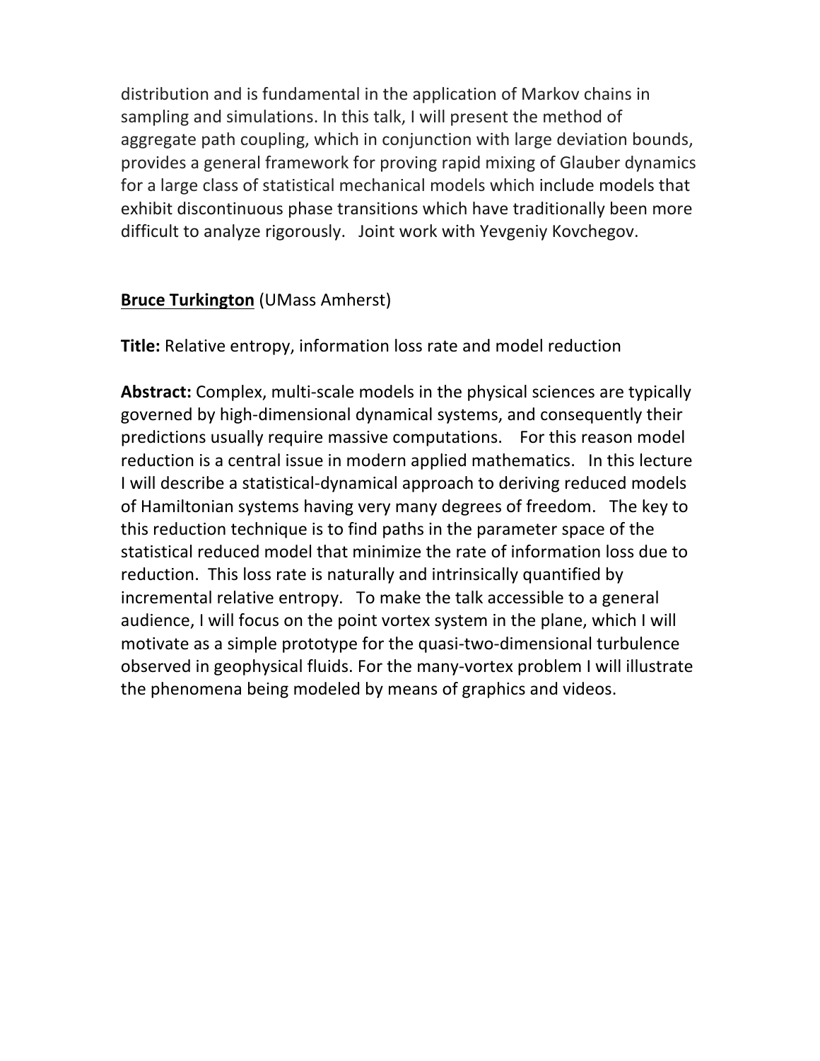distribution and is fundamental in the application of Markov chains in sampling and simulations. In this talk, I will present the method of aggregate path coupling, which in conjunction with large deviation bounds, provides a general framework for proving rapid mixing of Glauber dynamics for a large class of statistical mechanical models which include models that exhibit discontinuous phase transitions which have traditionally been more difficult to analyze rigorously. Joint work with Yevgeniy Kovchegov.

**Bruce Turkington** (UMass Amherst)

**Title:** Relative entropy, information loss rate and model reduction

**Abstract:** Complex, multi-scale models in the physical sciences are typically governed by high-dimensional dynamical systems, and consequently their predictions usually require massive computations. For this reason model reduction is a central issue in modern applied mathematics. In this lecture I will describe a statistical-dynamical approach to deriving reduced models of Hamiltonian systems having very many degrees of freedom. The key to this reduction technique is to find paths in the parameter space of the statistical reduced model that minimize the rate of information loss due to reduction. This loss rate is naturally and intrinsically quantified by incremental relative entropy. To make the talk accessible to a general audience, I will focus on the point vortex system in the plane, which I will motivate as a simple prototype for the quasi-two-dimensional turbulence observed in geophysical fluids. For the many-vortex problem I will illustrate the phenomena being modeled by means of graphics and videos.